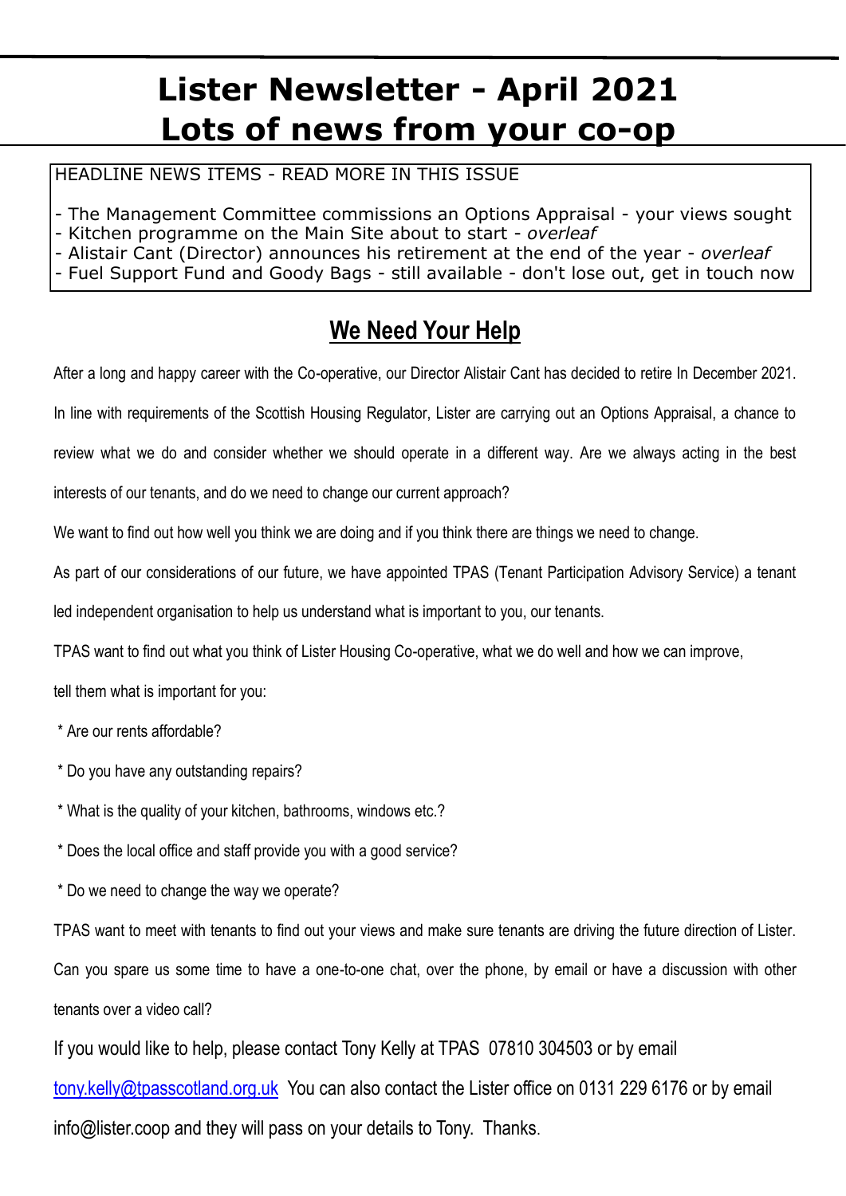# Lister Newsletter - April 2021
# Lots of news from your co-op

HEADLINE NEWS ITEMS - READ MORE IN THIS ISSUE

- The Management Committee commissions an Options Appraisal - your views sought
- Kitchen programme on the Main Site about to start - *overleaf*
- Alistair Cant (Director) announces his retirement at the end of the year - *overleaf*
- Fuel Support Fund and Goody Bags - still available - don't lose out, get in touch now

## We Need Your Help

After a long and happy career with the Co-operative, our Director Alistair Cant has decided to retire In December 2021.

In line with requirements of the Scottish Housing Regulator, Lister are carrying out an Options Appraisal, a chance to review what we do and consider whether we should operate in a different way. Are we always acting in the best interests of our tenants, and do we need to change our current approach?

We want to find out how well you think we are doing and if you think there are things we need to change.

As part of our considerations of our future, we have appointed TPAS (Tenant Participation Advisory Service) a tenant led independent organisation to help us understand what is important to you, our tenants.

TPAS want to find out what you think of Lister Housing Co-operative, what we do well and how we can improve, tell them what is important for you:

* Are our rents affordable?
* Do you have any outstanding repairs?
* What is the quality of your kitchen, bathrooms, windows etc.?
* Does the local office and staff provide you with a good service?
* Do we need to change the way we operate?

TPAS want to meet with tenants to find out your views and make sure tenants are driving the future direction of Lister. Can you spare us some time to have a one-to-one chat, over the phone, by email or have a discussion with other tenants over a video call?

If you would like to help, please contact Tony Kelly at TPAS 07810 304503 or by email tony.kelly@tpasscotland.org.uk You can also contact the Lister office on 0131 229 6176 or by email info@lister.coop and they will pass on your details to Tony. Thanks.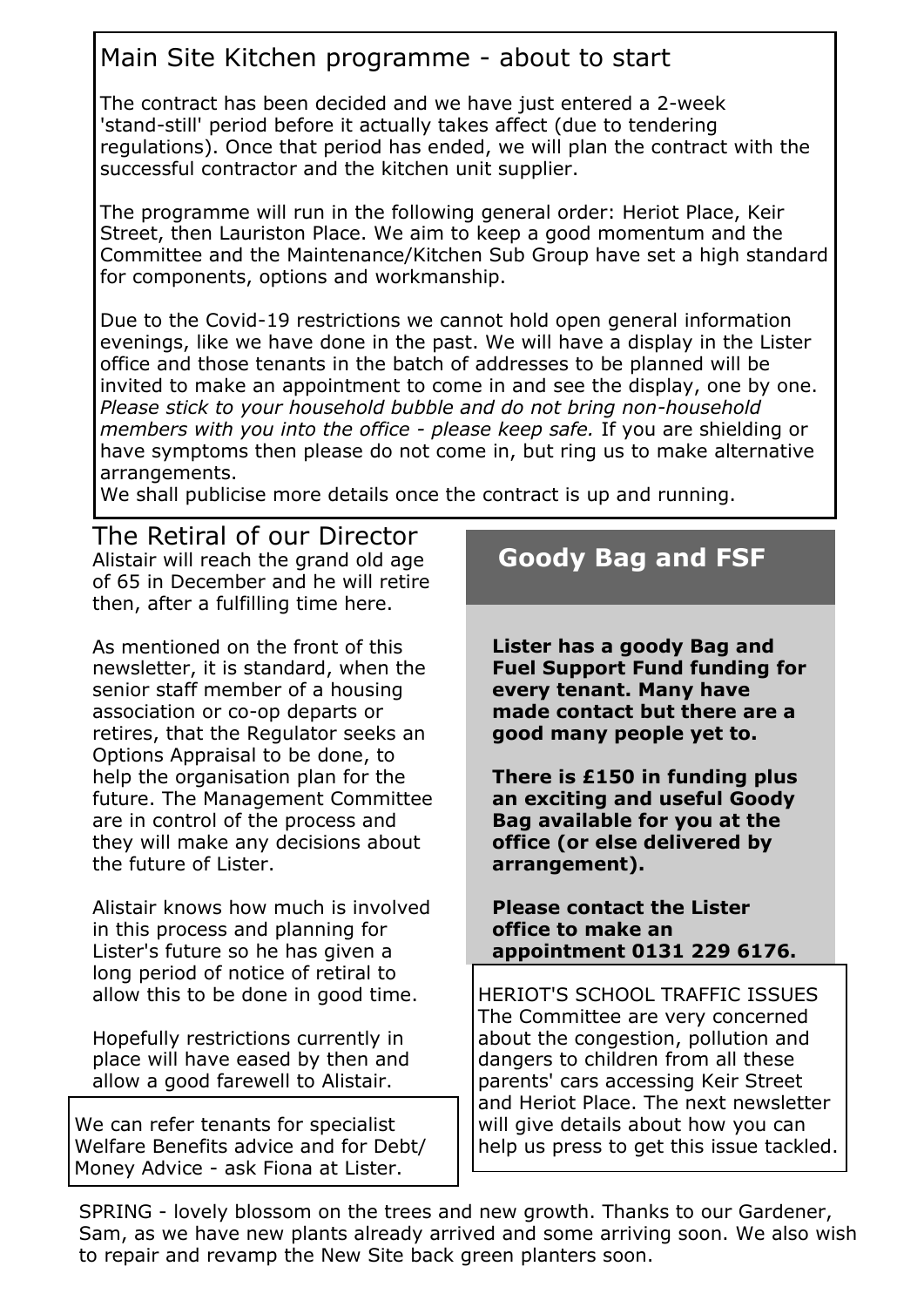## Main Site Kitchen programme - about to start

The contract has been decided and we have just entered a 2-week 'stand-still' period before it actually takes affect (due to tendering regulations). Once that period has ended, we will plan the contract with the successful contractor and the kitchen unit supplier.

The programme will run in the following general order: Heriot Place, Keir Street, then Lauriston Place. We aim to keep a good momentum and the Committee and the Maintenance/Kitchen Sub Group have set a high standard for components, options and workmanship.

Due to the Covid-19 restrictions we cannot hold open general information evenings, like we have done in the past. We will have a display in the Lister office and those tenants in the batch of addresses to be planned will be invited to make an appointment to come in and see the display, one by one. *Please stick to your household bubble and do not bring non-household members with you into the office - please keep safe.* If you are shielding or have symptoms then please do not come in, but ring us to make alternative arrangements.
We shall publicise more details once the contract is up and running.

## The Retiral of our Director

Alistair will reach the grand old age of 65 in December and he will retire then, after a fulfilling time here.

As mentioned on the front of this newsletter, it is standard, when the senior staff member of a housing association or co-op departs or retires, that the Regulator seeks an Options Appraisal to be done, to help the organisation plan for the future. The Management Committee are in control of the process and they will make any decisions about the future of Lister.

Alistair knows how much is involved in this process and planning for Lister's future so he has given a long period of notice of retiral to allow this to be done in good time.

Hopefully restrictions currently in place will have eased by then and allow a good farewell to Alistair.

We can refer tenants for specialist Welfare Benefits advice and for Debt/ Money Advice - ask Fiona at Lister.

## Goody Bag and FSF

**Lister has a goody Bag and Fuel Support Fund funding for every tenant. Many have made contact but there are a good many people yet to.**

**There is £150 in funding plus an exciting and useful Goody Bag available for you at the office (or else delivered by arrangement).**

**Please contact the Lister office to make an appointment 0131 229 6176.**

HERIOT'S SCHOOL TRAFFIC ISSUES
The Committee are very concerned about the congestion, pollution and dangers to children from all these parents' cars accessing Keir Street and Heriot Place. The next newsletter will give details about how you can help us press to get this issue tackled.

SPRING - lovely blossom on the trees and new growth. Thanks to our Gardener, Sam, as we have new plants already arrived and some arriving soon. We also wish to repair and revamp the New Site back green planters soon.